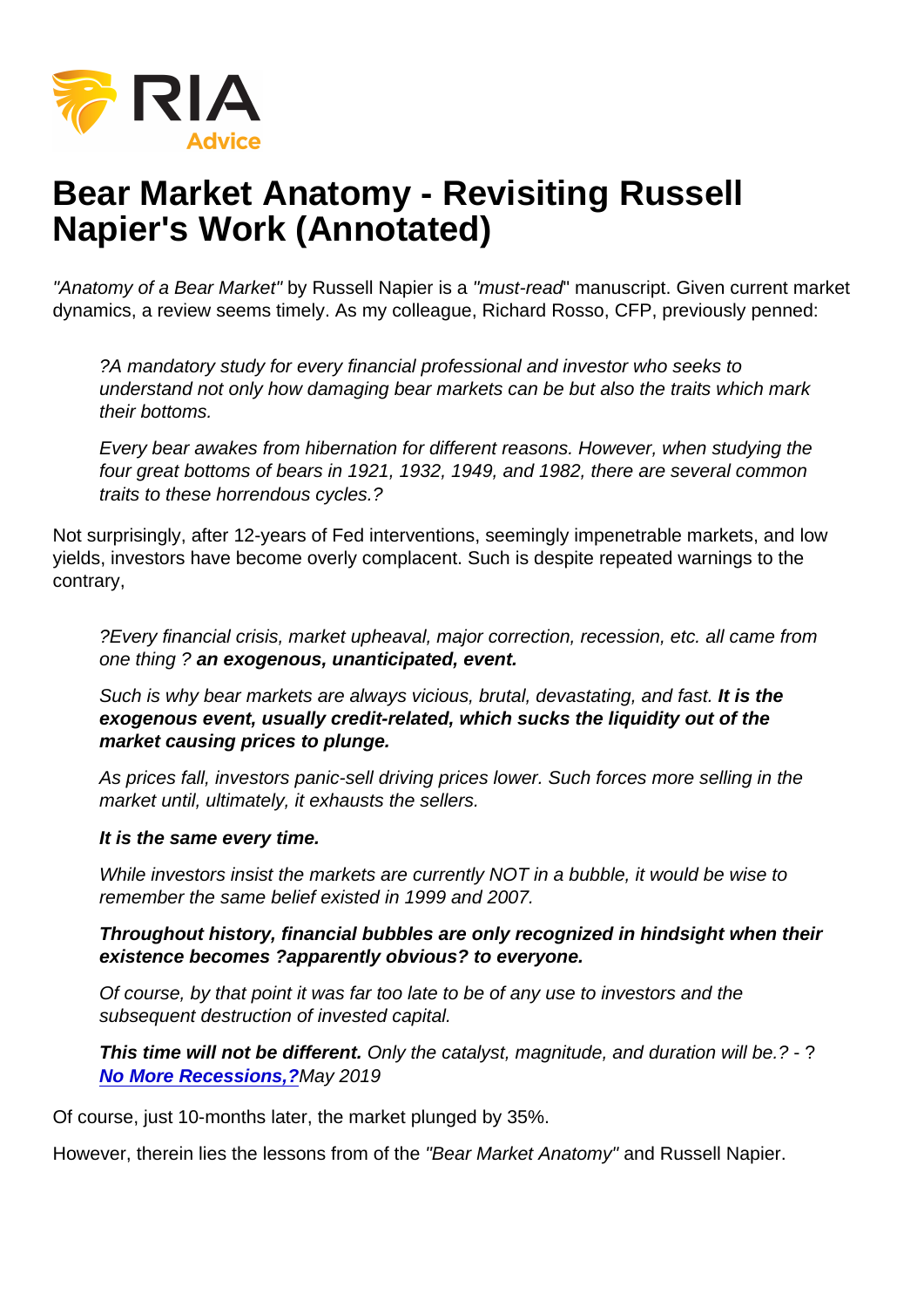# Bear Market Anatomy - Revisiting Russell Napier's Work (Annotated)

*"Anatomy of a Bear Market"* by Russell Napier is a *"must-read*" manuscript. Given current market dynamics, a review seems timely. As my colleague, Richard Rosso, CFP, previously penned:

> *?A mandatory study for every financial professional and investor who seeks to understand not only how damaging bear markets can be but also the traits which mark their bottoms.*
>
> *Every bear awakes from hibernation for different reasons. However, when studying the four great bottoms of bears in 1921, 1932, 1949, and 1982, there are several common traits to these horrendous cycles.?*

Not surprisingly, after 12-years of Fed interventions, seemingly impenetrable markets, and low yields, investors have become overly complacent. Such is despite repeated warnings to the contrary,

> *?Every financial crisis, market upheaval, major correction, recession, etc. all came from one thing ?* ***an exogenous, unanticipated, event.***
>
> *Such is why bear markets are always vicious, brutal, devastating, and fast.* ***It is the exogenous event, usually credit-related, which sucks the liquidity out of the market causing prices to plunge.***
>
> *As prices fall, investors panic-sell driving prices lower. Such forces more selling in the market until, ultimately, it exhausts the sellers.*
>
> ***It is the same every time.***
>
> *While investors insist the markets are currently NOT in a bubble, it would be wise to remember the same belief existed in 1999 and 2007.*
>
> ***Throughout history, financial bubbles are only recognized in hindsight when their existence becomes ?apparently obvious? to everyone.***
>
> *Of course, by that point it was far too late to be of any use to investors and the subsequent destruction of invested capital.*
>
> ***This time will not be different.*** *Only the catalyst, magnitude, and duration will be.? - ?* ***No More Recessions,?*** *May 2019*

Of course, just 10-months later, the market plunged by 35%.

However, therein lies the lessons from of the *"Bear Market Anatomy"* and Russell Napier.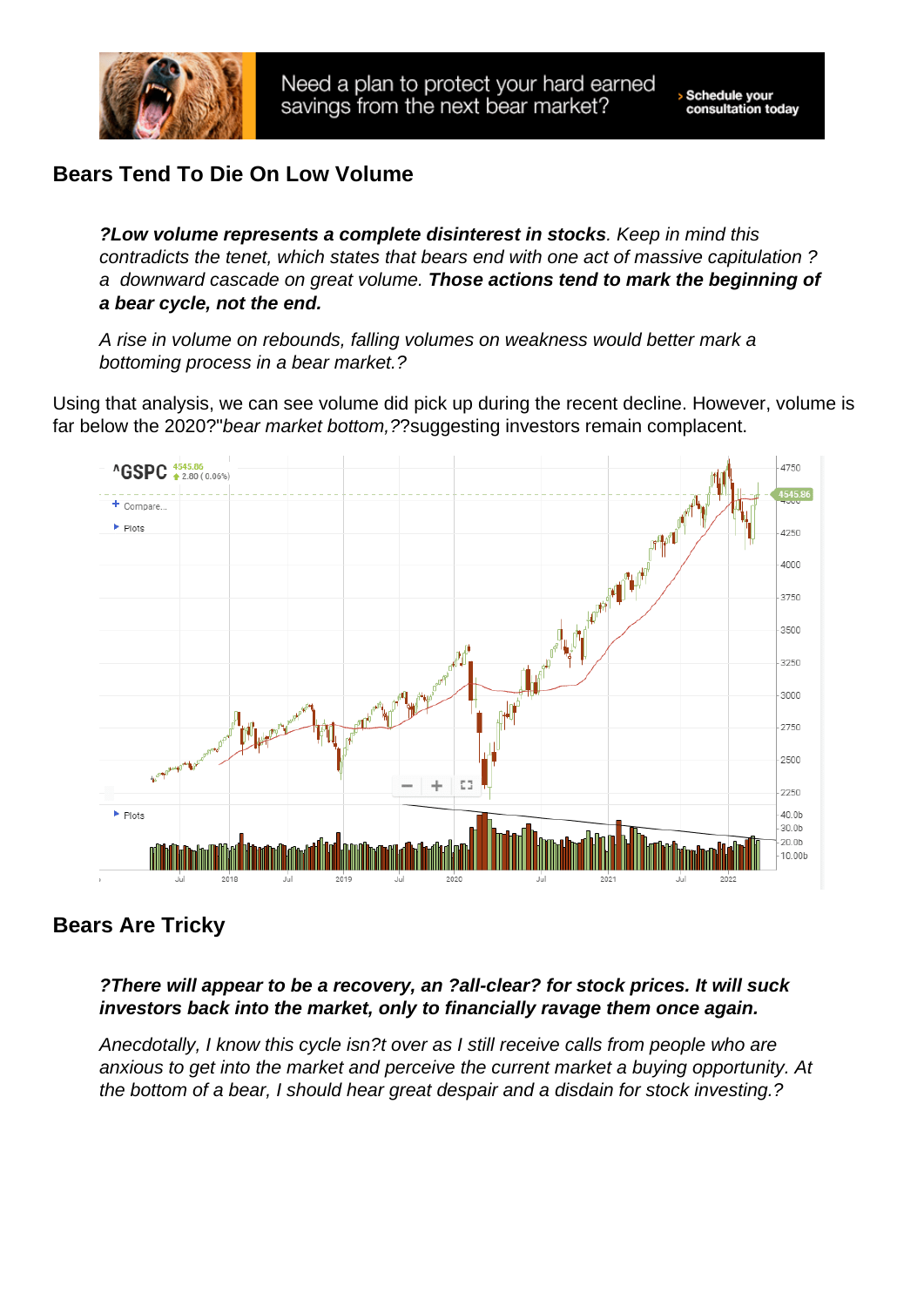## Bears Tend To Die On Low Volume

> ***?Low volume represents a complete disinterest in stocks**. Keep in mind this contradicts the tenet, which states that bears end with one act of massive capitulation ? a downward cascade on great volume. **Those actions tend to mark the beginning of a bear cycle, not the end.***
>
> *A rise in volume on rebounds, falling volumes on weakness would better mark a bottoming process in a bear market.?*

Using that analysis, we can see volume did pick up during the recent decline. However, volume is far below the 2020?"*bear market bottom,??*suggesting investors remain complacent.

## Bears Are Tricky

> ***?There will appear to be a recovery, an ?all-clear? for stock prices. It will suck investors back into the market, only to financially ravage them once again.***
>
> *Anecdotally, I know this cycle isn?t over as I still receive calls from people who are anxious to get into the market and perceive the current market a buying opportunity. At the bottom of a bear, I should hear great despair and a disdain for stock investing.?*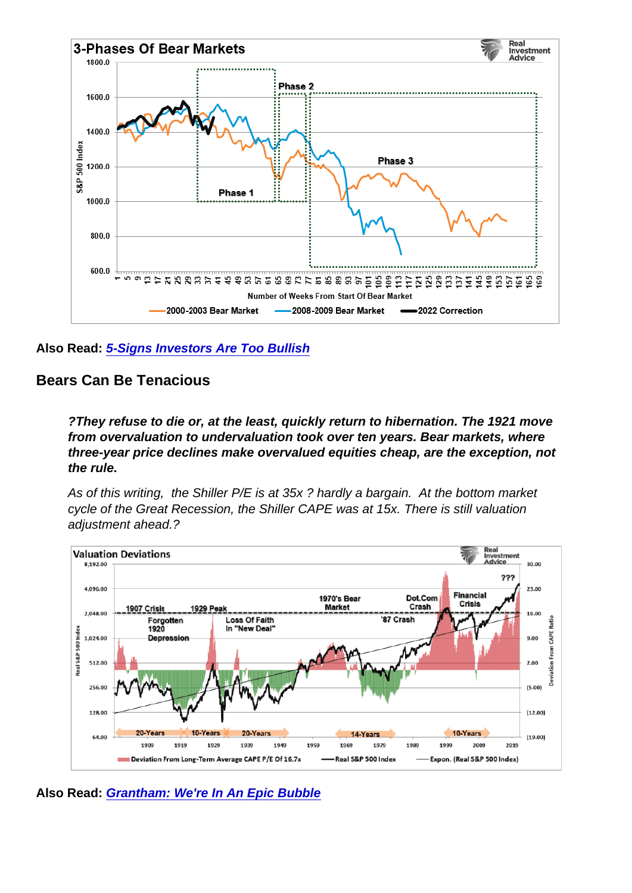**Also Read: [5-Signs Investors Are Too Bullish]()**

## Bears Can Be Tenacious

> ***?They refuse to die or, at the least, quickly return to hibernation. The 1921 move from overvaluation to undervaluation took over ten years. Bear markets, where three-year price declines make overvalued equities cheap, are the exception, not the rule.***
>
> *As of this writing, the Shiller P/E is at 35x ? hardly a bargain. At the bottom market cycle of the Great Recession, the Shiller CAPE was at 15x. There is still valuation adjustment ahead.?*

**Also Read: [Grantham: We're In An Epic Bubble]()**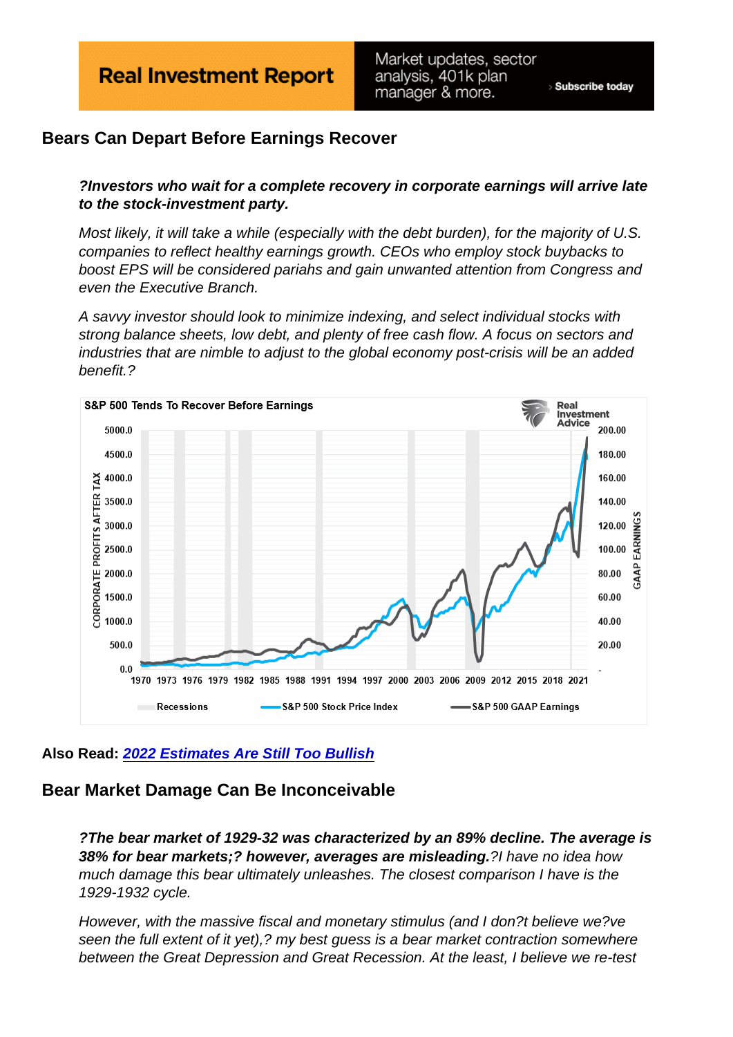**Real Investment Report** Market updates, sector analysis, 401k plan manager & more. › Subscribe today

## Bears Can Depart Before Earnings Recover

> ***?Investors who wait for a complete recovery in corporate earnings will arrive late to the stock-investment party.***
>
> *Most likely, it will take a while (especially with the debt burden), for the majority of U.S. companies to reflect healthy earnings growth. CEOs who employ stock buybacks to boost EPS will be considered pariahs and gain unwanted attention from Congress and even the Executive Branch.*
>
> *A savvy investor should look to minimize indexing, and select individual stocks with strong balance sheets, low debt, and plenty of free cash flow. A focus on sectors and industries that are nimble to adjust to the global economy post-crisis will be an added benefit.?*

**Also Read:** [***2022 Estimates Are Still Too Bullish***]()

## Bear Market Damage Can Be Inconceivable

> ***?The bear market of 1929-32 was characterized by an 89% decline. The average is 38% for bear markets;? however, averages are misleading.****?I have no idea how much damage this bear ultimately unleashes. The closest comparison I have is the 1929-1932 cycle.*
>
> *However, with the massive fiscal and monetary stimulus (and I don?t believe we?ve seen the full extent of it yet),? my best guess is a bear market contraction somewhere between the Great Depression and Great Recession. At the least, I believe we re-test*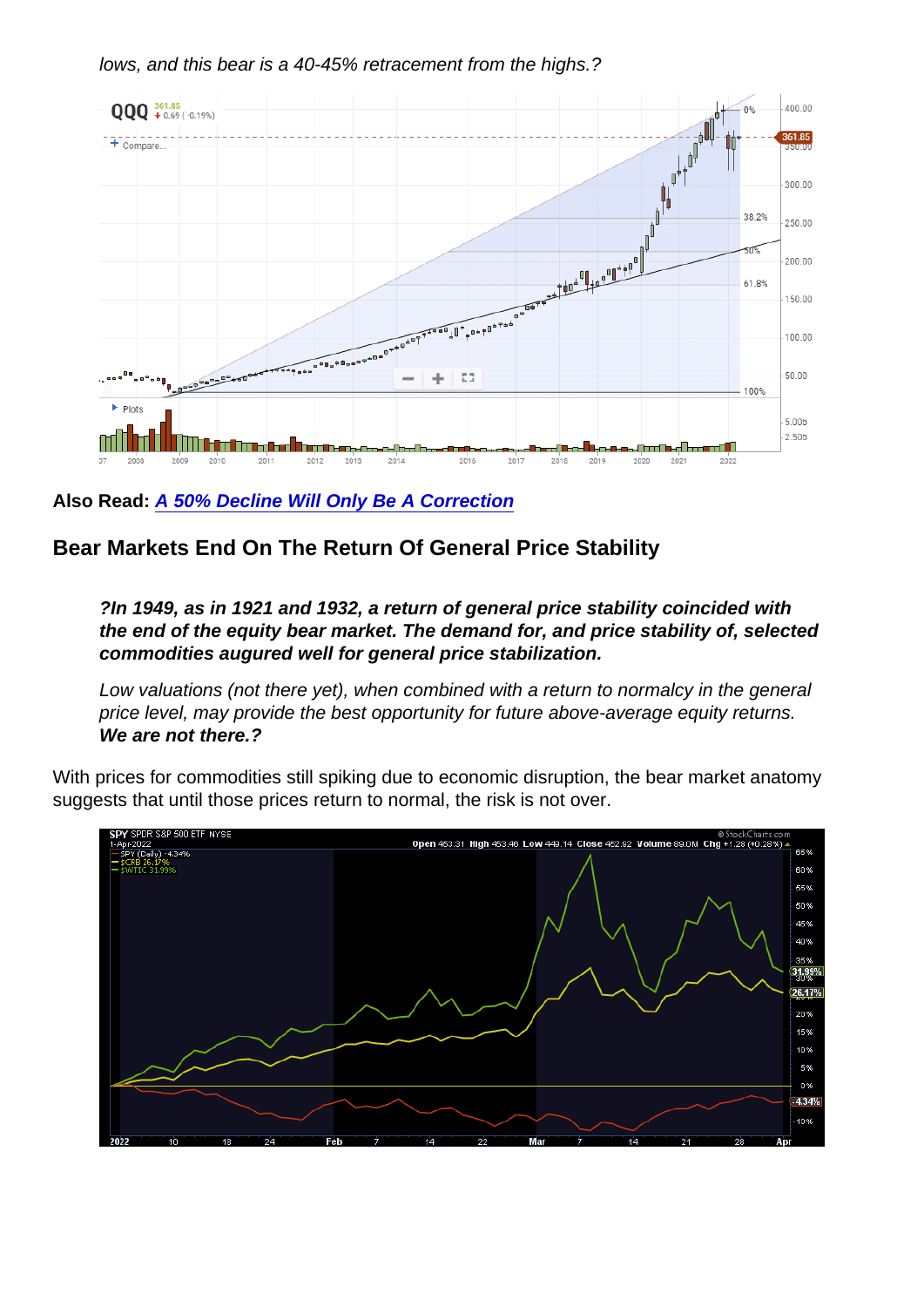*lows, and this bear is a 40-45% retracement from the highs.?*

**Also Read:** ***A 50% Decline Will Only Be A Correction***

## Bear Markets End On The Return Of General Price Stability

> ***?In 1949, as in 1921 and 1932, a return of general price stability coincided with the end of the equity bear market. The demand for, and price stability of, selected commodities augured well for general price stabilization.***
>
> *Low valuations (not there yet), when combined with a return to normalcy in the general price level, may provide the best opportunity for future above-average equity returns.* ***We are not there.?***

With prices for commodities still spiking due to economic disruption, the bear market anatomy suggests that until those prices return to normal, the risk is not over.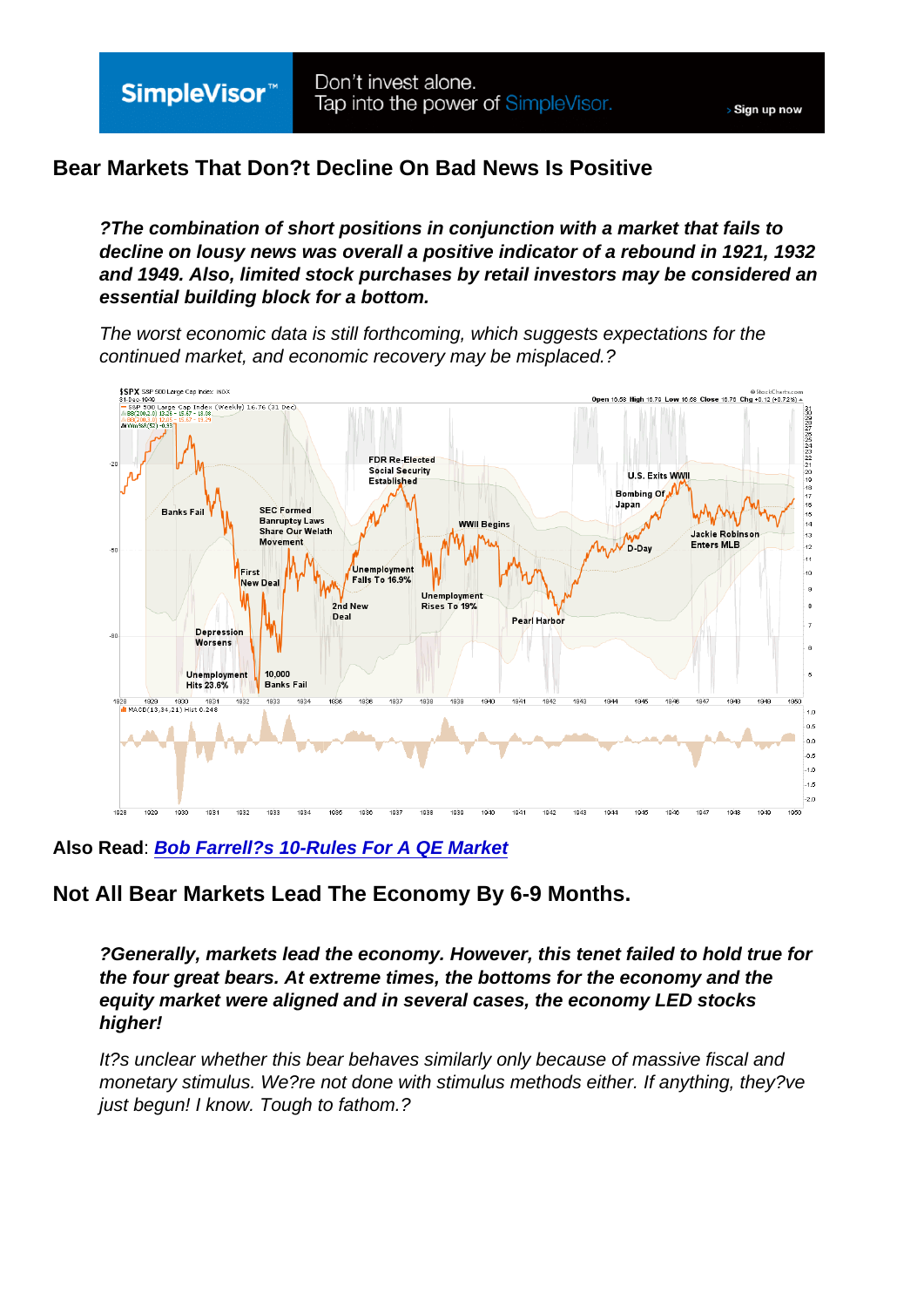## Bear Markets That Don?t Decline On Bad News Is Positive

> ***?The combination of short positions in conjunction with a market that fails to decline on lousy news was overall a positive indicator of a rebound in 1921, 1932 and 1949. Also, limited stock purchases by retail investors may be considered an essential building block for a bottom.***
>
> *The worst economic data is still forthcoming, which suggests expectations for the continued market, and economic recovery may be misplaced.?*

**Also Read**: ***Bob Farrell?s 10-Rules For A QE Market***

## Not All Bear Markets Lead The Economy By 6-9 Months.

> ***?Generally, markets lead the economy. However, this tenet failed to hold true for the four great bears. At extreme times, the bottoms for the economy and the equity market were aligned and in several cases, the economy LED stocks higher!***
>
> *It?s unclear whether this bear behaves similarly only because of massive fiscal and monetary stimulus. We?re not done with stimulus methods either. If anything, they?ve just begun! I know. Tough to fathom.?*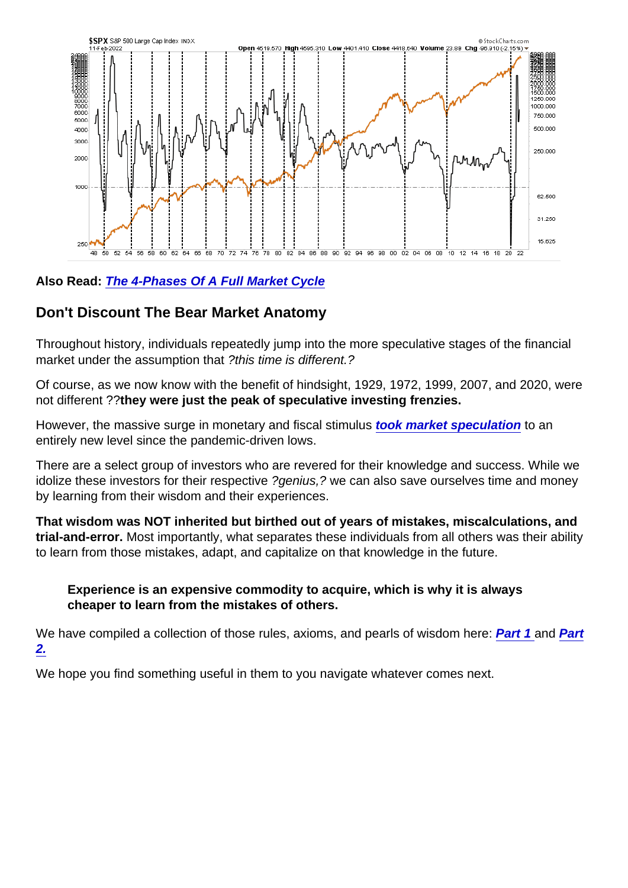$SPX S&P 500 Large Cap Index INDX
11-Feb-2022
Open 4519.570 High 4595.310 Low 4401.410 Close 4418.640 Volume 23.8B Chg -96.910 (-2.15%)
©StockCharts.com

Also Read: ***The 4-Phases Of A Full Market Cycle***

## Don't Discount The Bear Market Anatomy

Throughout history, individuals repeatedly jump into the more speculative stages of the financial market under the assumption that *?this time is different.?*

Of course, as we now know with the benefit of hindsight, 1929, 1972, 1999, 2007, and 2020, were not different ??**they were just the peak of speculative investing frenzies.**

However, the massive surge in monetary and fiscal stimulus ***took market speculation*** to an entirely new level since the pandemic-driven lows.

There are a select group of investors who are revered for their knowledge and success. While we idolize these investors for their respective *?genius,?* we can also save ourselves time and money by learning from their wisdom and their experiences.

**That wisdom was NOT inherited but birthed out of years of mistakes, miscalculations, and trial-and-error.** Most importantly, what separates these individuals from all others was their ability to learn from those mistakes, adapt, and capitalize on that knowledge in the future.

> **Experience is an expensive commodity to acquire, which is why it is always cheaper to learn from the mistakes of others.**

We have compiled a collection of those rules, axioms, and pearls of wisdom here: ***Part 1*** and ***Part 2.***

We hope you find something useful in them to you navigate whatever comes next.